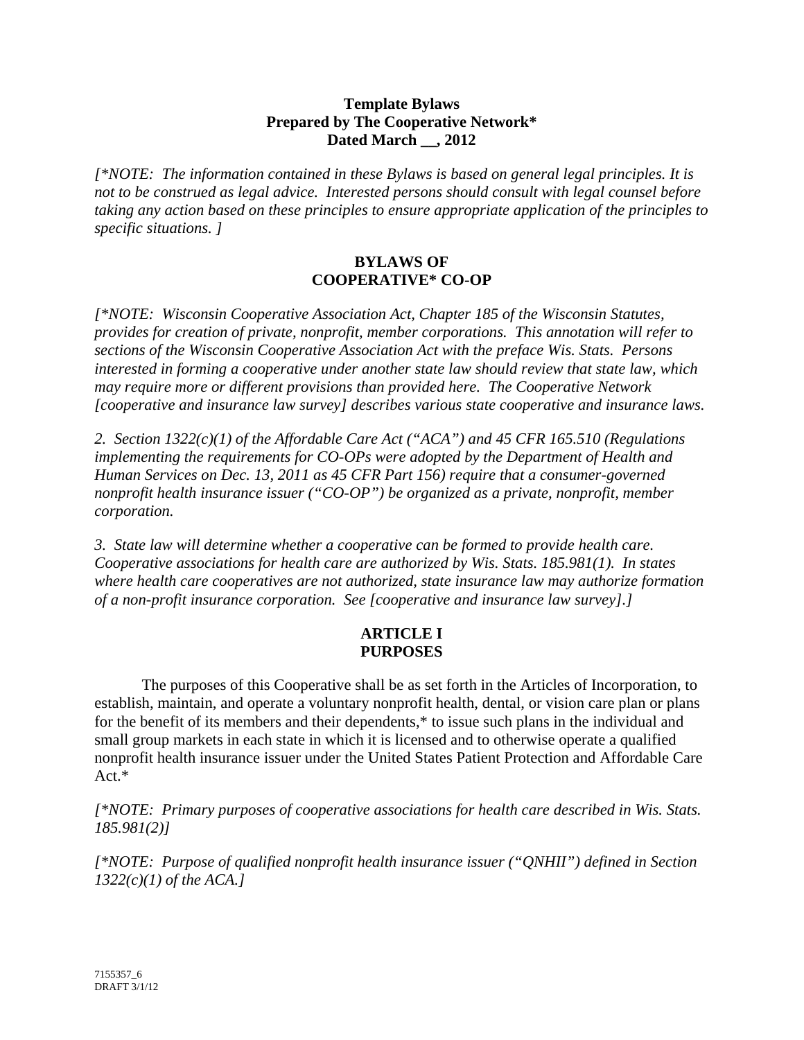**Template Bylaws**
**Prepared by The Cooperative Network***
**Dated March __, 2012**

*[*NOTE: The information contained in these Bylaws is based on general legal principles. It is not to be construed as legal advice. Interested persons should consult with legal counsel before taking any action based on these principles to ensure appropriate application of the principles to specific situations. ]*

# BYLAWS OF COOPERATIVE* CO-OP

*[*NOTE: Wisconsin Cooperative Association Act, Chapter 185 of the Wisconsin Statutes, provides for creation of private, nonprofit, member corporations. This annotation will refer to sections of the Wisconsin Cooperative Association Act with the preface Wis. Stats. Persons interested in forming a cooperative under another state law should review that state law, which may require more or different provisions than provided here. The Cooperative Network [cooperative and insurance law survey] describes various state cooperative and insurance laws.*

*2. Section 1322(c)(1) of the Affordable Care Act ("ACA") and 45 CFR 165.510 (Regulations implementing the requirements for CO-OPs were adopted by the Department of Health and Human Services on Dec. 13, 2011 as 45 CFR Part 156) require that a consumer-governed nonprofit health insurance issuer ("CO-OP") be organized as a private, nonprofit, member corporation.*

*3. State law will determine whether a cooperative can be formed to provide health care. Cooperative associations for health care are authorized by Wis. Stats. 185.981(1). In states where health care cooperatives are not authorized, state insurance law may authorize formation of a non-profit insurance corporation. See [cooperative and insurance law survey].]*

## ARTICLE I
## PURPOSES

The purposes of this Cooperative shall be as set forth in the Articles of Incorporation, to establish, maintain, and operate a voluntary nonprofit health, dental, or vision care plan or plans for the benefit of its members and their dependents,* to issue such plans in the individual and small group markets in each state in which it is licensed and to otherwise operate a qualified nonprofit health insurance issuer under the United States Patient Protection and Affordable Care Act.*

*[*NOTE: Primary purposes of cooperative associations for health care described in Wis. Stats. 185.981(2)]*

*[*NOTE: Purpose of qualified nonprofit health insurance issuer ("QNHII") defined in Section 1322(c)(1) of the ACA.]*

7155357_6
DRAFT 3/1/12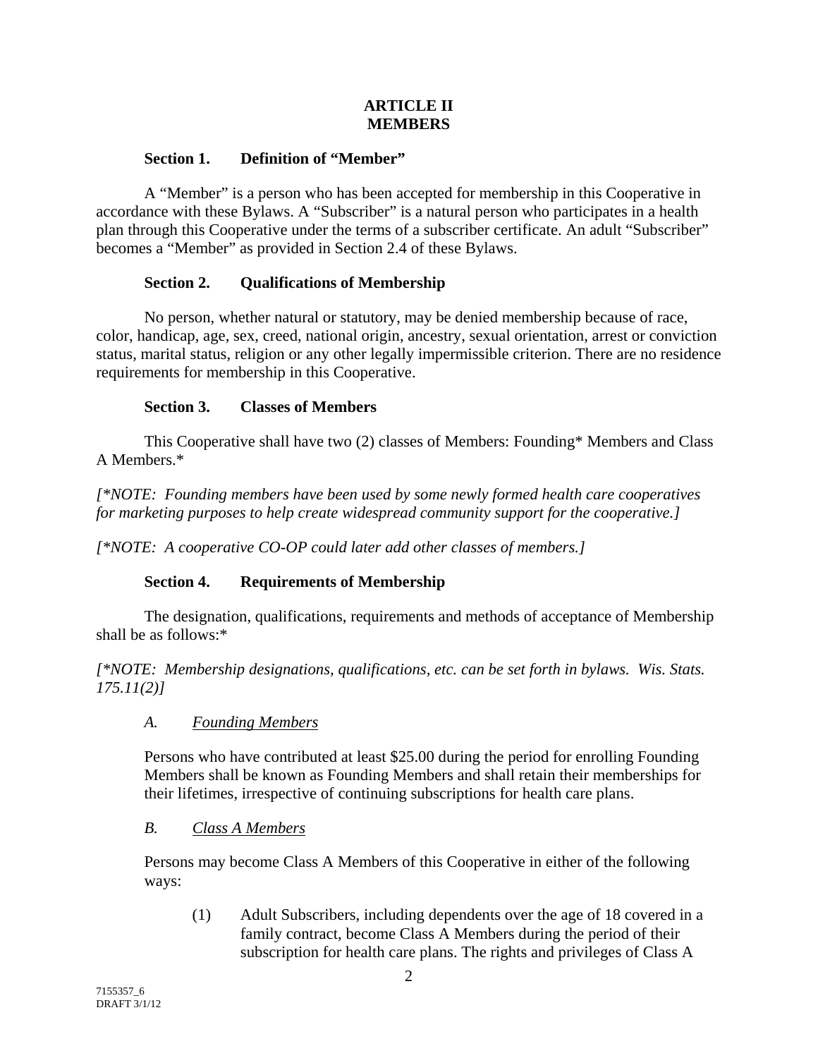# ARTICLE II
# MEMBERS

**Section 1. Definition of "Member"**

A "Member" is a person who has been accepted for membership in this Cooperative in accordance with these Bylaws. A "Subscriber" is a natural person who participates in a health plan through this Cooperative under the terms of a subscriber certificate. An adult "Subscriber" becomes a "Member" as provided in Section 2.4 of these Bylaws.

**Section 2. Qualifications of Membership**

No person, whether natural or statutory, may be denied membership because of race, color, handicap, age, sex, creed, national origin, ancestry, sexual orientation, arrest or conviction status, marital status, religion or any other legally impermissible criterion. There are no residence requirements for membership in this Cooperative.

**Section 3. Classes of Members**

This Cooperative shall have two (2) classes of Members: Founding* Members and Class A Members.*

*[*NOTE: Founding members have been used by some newly formed health care cooperatives for marketing purposes to help create widespread community support for the cooperative.]*

*[*NOTE: A cooperative CO-OP could later add other classes of members.]*

**Section 4. Requirements of Membership**

The designation, qualifications, requirements and methods of acceptance of Membership shall be as follows:*

*[*NOTE: Membership designations, qualifications, etc. can be set forth in bylaws. Wis. Stats. 175.11(2)]*

*A.* *Founding Members*

Persons who have contributed at least $25.00 during the period for enrolling Founding Members shall be known as Founding Members and shall retain their memberships for their lifetimes, irrespective of continuing subscriptions for health care plans.

*B.* *Class A Members*

Persons may become Class A Members of this Cooperative in either of the following ways:

(1) Adult Subscribers, including dependents over the age of 18 covered in a family contract, become Class A Members during the period of their subscription for health care plans. The rights and privileges of Class A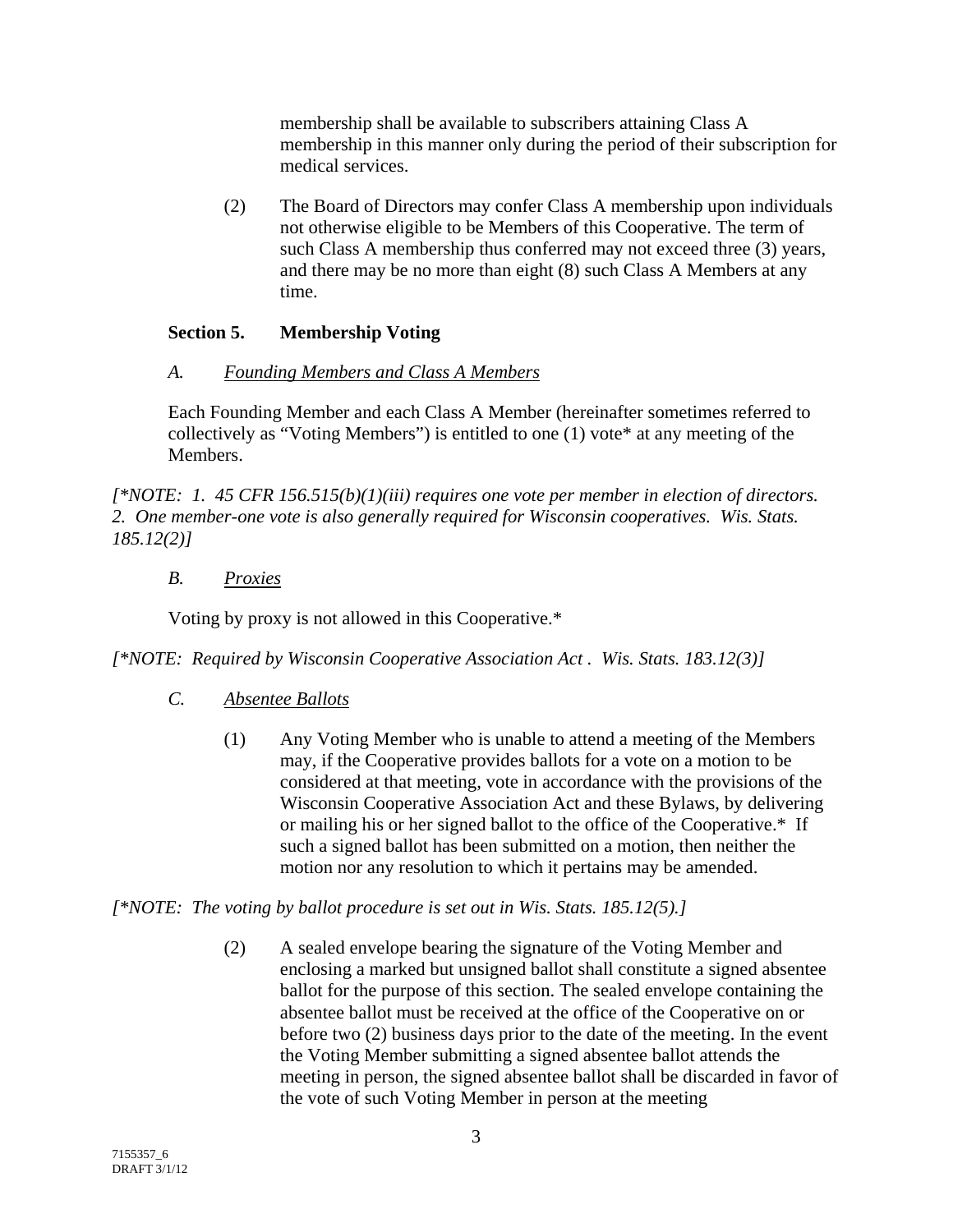membership shall be available to subscribers attaining Class A membership in this manner only during the period of their subscription for medical services.

(2) The Board of Directors may confer Class A membership upon individuals not otherwise eligible to be Members of this Cooperative. The term of such Class A membership thus conferred may not exceed three (3) years, and there may be no more than eight (8) such Class A Members at any time.

### Section 5. Membership Voting

#### *A. Founding Members and Class A Members*

Each Founding Member and each Class A Member (hereinafter sometimes referred to collectively as "Voting Members") is entitled to one (1) vote* at any meeting of the Members.

*[*NOTE: 1. 45 CFR 156.515(b)(1)(iii) requires one vote per member in election of directors. 2. One member-one vote is also generally required for Wisconsin cooperatives. Wis. Stats. 185.12(2)]*

#### *B. Proxies*

Voting by proxy is not allowed in this Cooperative.*

*[*NOTE: Required by Wisconsin Cooperative Association Act . Wis. Stats. 183.12(3)]*

#### *C. Absentee Ballots*

(1) Any Voting Member who is unable to attend a meeting of the Members may, if the Cooperative provides ballots for a vote on a motion to be considered at that meeting, vote in accordance with the provisions of the Wisconsin Cooperative Association Act and these Bylaws, by delivering or mailing his or her signed ballot to the office of the Cooperative.* If such a signed ballot has been submitted on a motion, then neither the motion nor any resolution to which it pertains may be amended.

*[*NOTE: The voting by ballot procedure is set out in Wis. Stats. 185.12(5).]*

(2) A sealed envelope bearing the signature of the Voting Member and enclosing a marked but unsigned ballot shall constitute a signed absentee ballot for the purpose of this section. The sealed envelope containing the absentee ballot must be received at the office of the Cooperative on or before two (2) business days prior to the date of the meeting. In the event the Voting Member submitting a signed absentee ballot attends the meeting in person, the signed absentee ballot shall be discarded in favor of the vote of such Voting Member in person at the meeting

7155357_6
DRAFT 3/1/12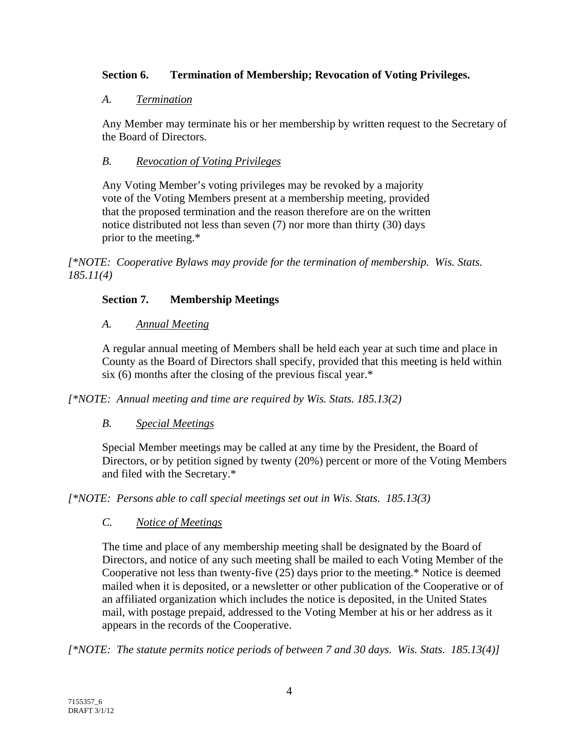### **Section 6. Termination of Membership; Revocation of Voting Privileges.**

*A.* *Termination*

Any Member may terminate his or her membership by written request to the Secretary of the Board of Directors.

*B.* *Revocation of Voting Privileges*

Any Voting Member's voting privileges may be revoked by a majority vote of the Voting Members present at a membership meeting, provided that the proposed termination and the reason therefore are on the written notice distributed not less than seven (7) nor more than thirty (30) days prior to the meeting.*

*[*NOTE: Cooperative Bylaws may provide for the termination of membership. Wis. Stats. 185.11(4)*

### **Section 7. Membership Meetings**

*A.* *Annual Meeting*

A regular annual meeting of Members shall be held each year at such time and place in County as the Board of Directors shall specify, provided that this meeting is held within six (6) months after the closing of the previous fiscal year.*

*[*NOTE: Annual meeting and time are required by Wis. Stats. 185.13(2)*

*B.* *Special Meetings*

Special Member meetings may be called at any time by the President, the Board of Directors, or by petition signed by twenty (20%) percent or more of the Voting Members and filed with the Secretary.*

*[*NOTE: Persons able to call special meetings set out in Wis. Stats. 185.13(3)*

*C.* *Notice of Meetings*

The time and place of any membership meeting shall be designated by the Board of Directors, and notice of any such meeting shall be mailed to each Voting Member of the Cooperative not less than twenty-five (25) days prior to the meeting.* Notice is deemed mailed when it is deposited, or a newsletter or other publication of the Cooperative or of an affiliated organization which includes the notice is deposited, in the United States mail, with postage prepaid, addressed to the Voting Member at his or her address as it appears in the records of the Cooperative.

*[*NOTE: The statute permits notice periods of between 7 and 30 days. Wis. Stats. 185.13(4)]*

7155357_6
DRAFT 3/1/12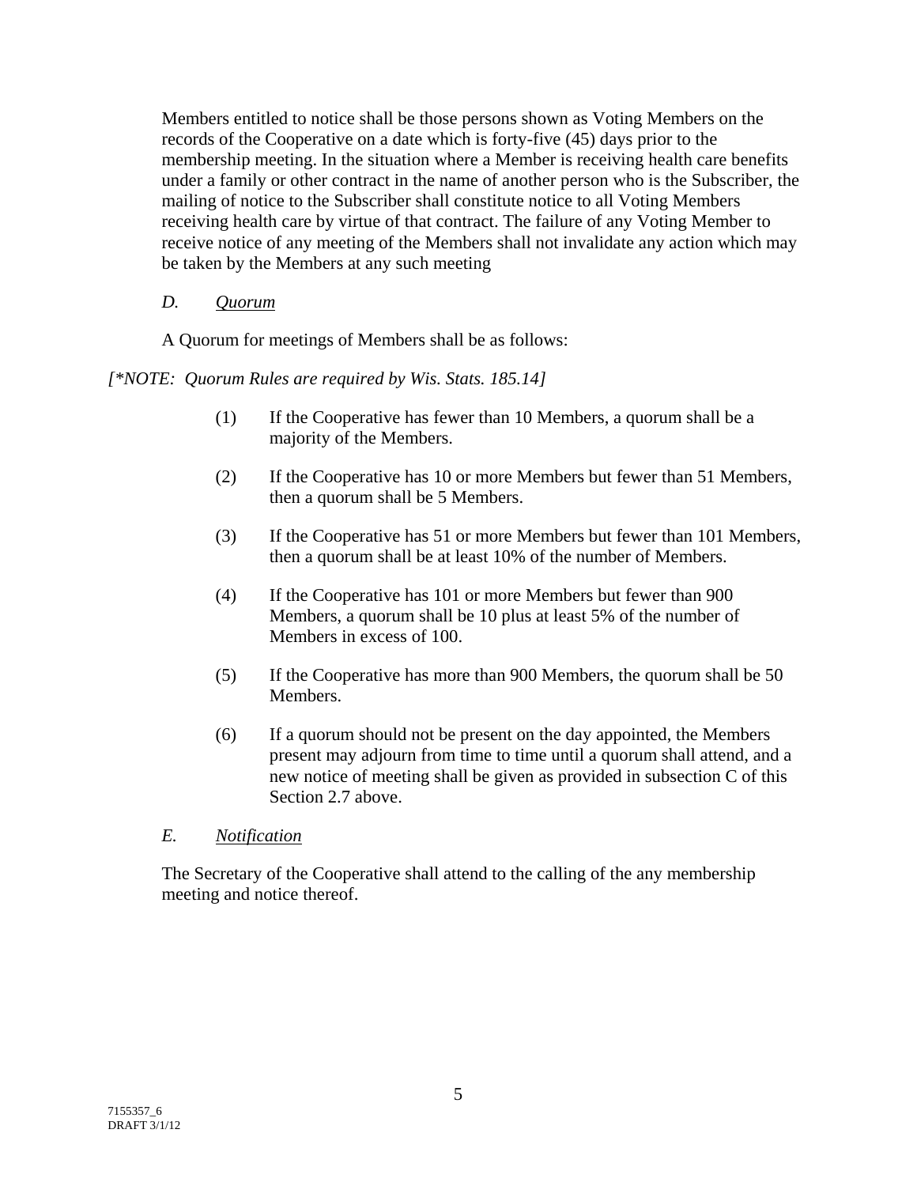Members entitled to notice shall be those persons shown as Voting Members on the records of the Cooperative on a date which is forty-five (45) days prior to the membership meeting. In the situation where a Member is receiving health care benefits under a family or other contract in the name of another person who is the Subscriber, the mailing of notice to the Subscriber shall constitute notice to all Voting Members receiving health care by virtue of that contract. The failure of any Voting Member to receive notice of any meeting of the Members shall not invalidate any action which may be taken by the Members at any such meeting

*D.* *Quorum*

A Quorum for meetings of Members shall be as follows:

*[\*NOTE: Quorum Rules are required by Wis. Stats. 185.14]*

(1) If the Cooperative has fewer than 10 Members, a quorum shall be a majority of the Members.

(2) If the Cooperative has 10 or more Members but fewer than 51 Members, then a quorum shall be 5 Members.

(3) If the Cooperative has 51 or more Members but fewer than 101 Members, then a quorum shall be at least 10% of the number of Members.

(4) If the Cooperative has 101 or more Members but fewer than 900 Members, a quorum shall be 10 plus at least 5% of the number of Members in excess of 100.

(5) If the Cooperative has more than 900 Members, the quorum shall be 50 Members.

(6) If a quorum should not be present on the day appointed, the Members present may adjourn from time to time until a quorum shall attend, and a new notice of meeting shall be given as provided in subsection C of this Section 2.7 above.

*E.* *Notification*

The Secretary of the Cooperative shall attend to the calling of the any membership meeting and notice thereof.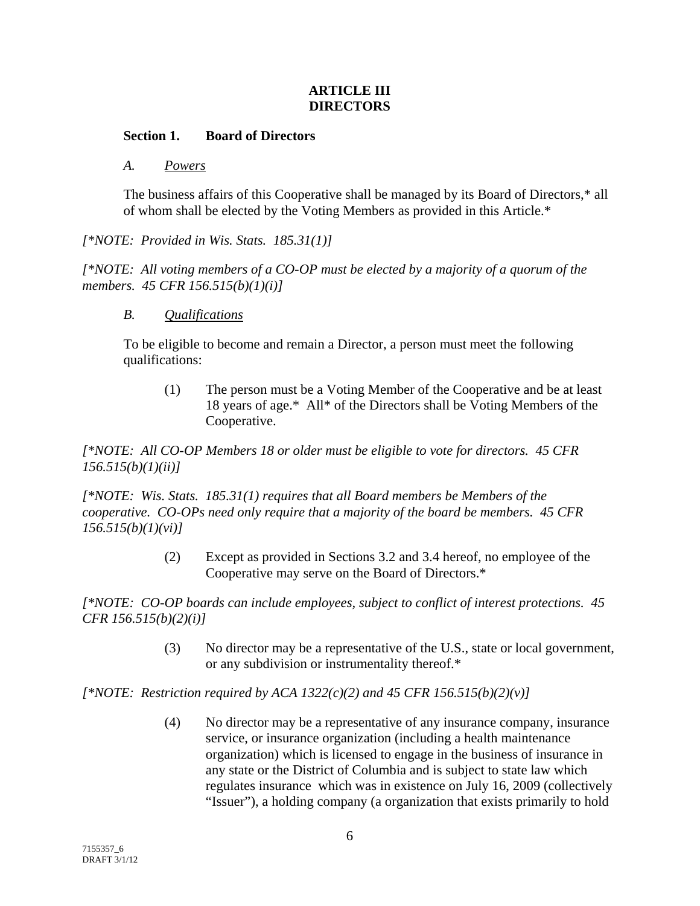**ARTICLE III**
**DIRECTORS**

**Section 1. Board of Directors**

*A. Powers*

The business affairs of this Cooperative shall be managed by its Board of Directors,* all of whom shall be elected by the Voting Members as provided in this Article.*

*[*NOTE: Provided in Wis. Stats. 185.31(1)]*

*[*NOTE: All voting members of a CO-OP must be elected by a majority of a quorum of the members. 45 CFR 156.515(b)(1)(i)]*

*B. Qualifications*

To be eligible to become and remain a Director, a person must meet the following qualifications:

(1) The person must be a Voting Member of the Cooperative and be at least 18 years of age.* All* of the Directors shall be Voting Members of the Cooperative.

*[*NOTE: All CO-OP Members 18 or older must be eligible to vote for directors. 45 CFR 156.515(b)(1)(ii)]*

*[*NOTE: Wis. Stats. 185.31(1) requires that all Board members be Members of the cooperative. CO-OPs need only require that a majority of the board be members. 45 CFR 156.515(b)(1)(vi)]*

(2) Except as provided in Sections 3.2 and 3.4 hereof, no employee of the Cooperative may serve on the Board of Directors.*

*[*NOTE: CO-OP boards can include employees, subject to conflict of interest protections. 45 CFR 156.515(b)(2)(i)]*

(3) No director may be a representative of the U.S., state or local government, or any subdivision or instrumentality thereof.*

*[*NOTE: Restriction required by ACA 1322(c)(2) and 45 CFR 156.515(b)(2)(v)]*

(4) No director may be a representative of any insurance company, insurance service, or insurance organization (including a health maintenance organization) which is licensed to engage in the business of insurance in any state or the District of Columbia and is subject to state law which regulates insurance which was in existence on July 16, 2009 (collectively "Issuer"), a holding company (a organization that exists primarily to hold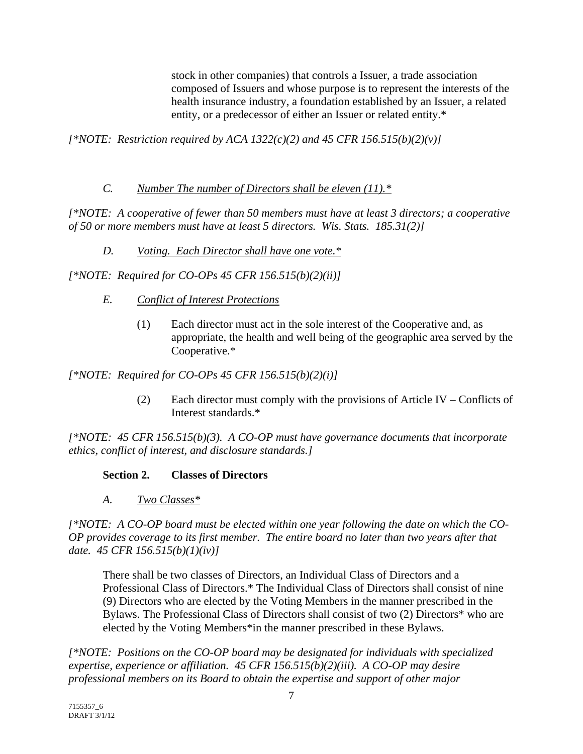stock in other companies) that controls a Issuer, a trade association composed of Issuers and whose purpose is to represent the interests of the health insurance industry, a foundation established by an Issuer, a related entity, or a predecessor of either an Issuer or related entity.*

*[*NOTE: Restriction required by ACA 1322(c)(2) and 45 CFR 156.515(b)(2)(v)]*

*C.* Number The number of Directors shall be eleven (11).*

*[*NOTE: A cooperative of fewer than 50 members must have at least 3 directors; a cooperative of 50 or more members must have at least 5 directors. Wis. Stats. 185.31(2)]*

*D.* Voting. Each Director shall have one vote.*

*[*NOTE: Required for CO-OPs 45 CFR 156.515(b)(2)(ii)]*

*E.* Conflict of Interest Protections

(1) Each director must act in the sole interest of the Cooperative and, as appropriate, the health and well being of the geographic area served by the Cooperative.*

*[*NOTE: Required for CO-OPs 45 CFR 156.515(b)(2)(i)]*

(2) Each director must comply with the provisions of Article IV – Conflicts of Interest standards.*

*[*NOTE: 45 CFR 156.515(b)(3). A CO-OP must have governance documents that incorporate ethics, conflict of interest, and disclosure standards.]*

**Section 2. Classes of Directors**

*A.* Two Classes*

*[*NOTE: A CO-OP board must be elected within one year following the date on which the CO-OP provides coverage to its first member. The entire board no later than two years after that date. 45 CFR 156.515(b)(1)(iv)]*

There shall be two classes of Directors, an Individual Class of Directors and a Professional Class of Directors.* The Individual Class of Directors shall consist of nine (9) Directors who are elected by the Voting Members in the manner prescribed in the Bylaws. The Professional Class of Directors shall consist of two (2) Directors* who are elected by the Voting Members*in the manner prescribed in these Bylaws.

*[*NOTE: Positions on the CO-OP board may be designated for individuals with specialized expertise, experience or affiliation. 45 CFR 156.515(b)(2)(iii). A CO-OP may desire professional members on its Board to obtain the expertise and support of other major*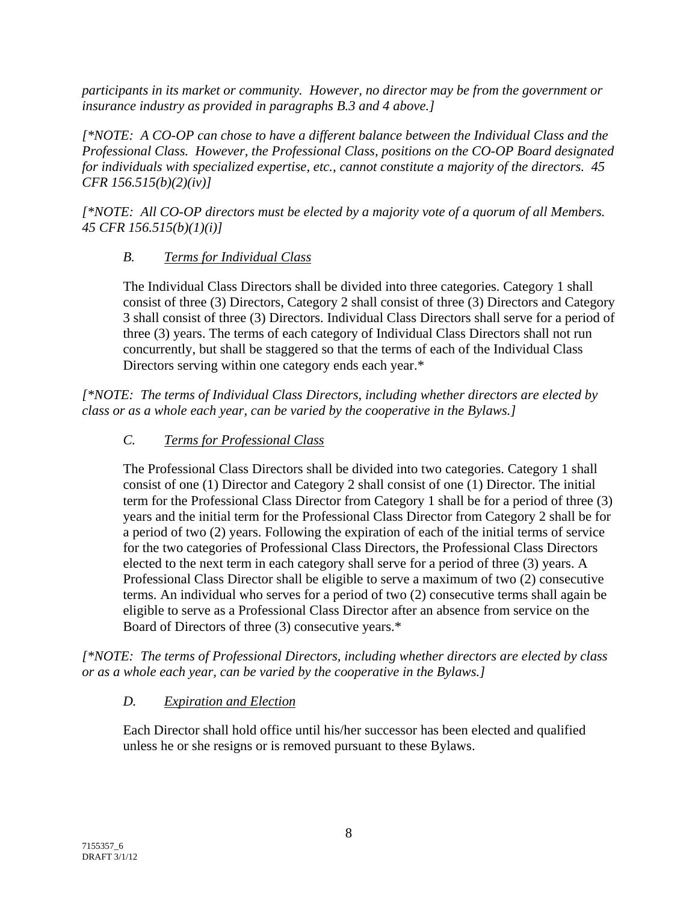*participants in its market or community. However, no director may be from the government or insurance industry as provided in paragraphs B.3 and 4 above.]*

*[*NOTE: A CO-OP can chose to have a different balance between the Individual Class and the Professional Class. However, the Professional Class, positions on the CO-OP Board designated for individuals with specialized expertise, etc., cannot constitute a majority of the directors. 45 CFR 156.515(b)(2)(iv)]*

*[*NOTE: All CO-OP directors must be elected by a majority vote of a quorum of all Members. 45 CFR 156.515(b)(1)(i)]*

### *B. Terms for Individual Class*

The Individual Class Directors shall be divided into three categories. Category 1 shall consist of three (3) Directors, Category 2 shall consist of three (3) Directors and Category 3 shall consist of three (3) Directors. Individual Class Directors shall serve for a period of three (3) years. The terms of each category of Individual Class Directors shall not run concurrently, but shall be staggered so that the terms of each of the Individual Class Directors serving within one category ends each year.*

*[*NOTE: The terms of Individual Class Directors, including whether directors are elected by class or as a whole each year, can be varied by the cooperative in the Bylaws.]*

### *C. Terms for Professional Class*

The Professional Class Directors shall be divided into two categories. Category 1 shall consist of one (1) Director and Category 2 shall consist of one (1) Director. The initial term for the Professional Class Director from Category 1 shall be for a period of three (3) years and the initial term for the Professional Class Director from Category 2 shall be for a period of two (2) years. Following the expiration of each of the initial terms of service for the two categories of Professional Class Directors, the Professional Class Directors elected to the next term in each category shall serve for a period of three (3) years. A Professional Class Director shall be eligible to serve a maximum of two (2) consecutive terms. An individual who serves for a period of two (2) consecutive terms shall again be eligible to serve as a Professional Class Director after an absence from service on the Board of Directors of three (3) consecutive years.*

*[*NOTE: The terms of Professional Directors, including whether directors are elected by class or as a whole each year, can be varied by the cooperative in the Bylaws.]*

### *D. Expiration and Election*

Each Director shall hold office until his/her successor has been elected and qualified unless he or she resigns or is removed pursuant to these Bylaws.

7155357_6
DRAFT 3/1/12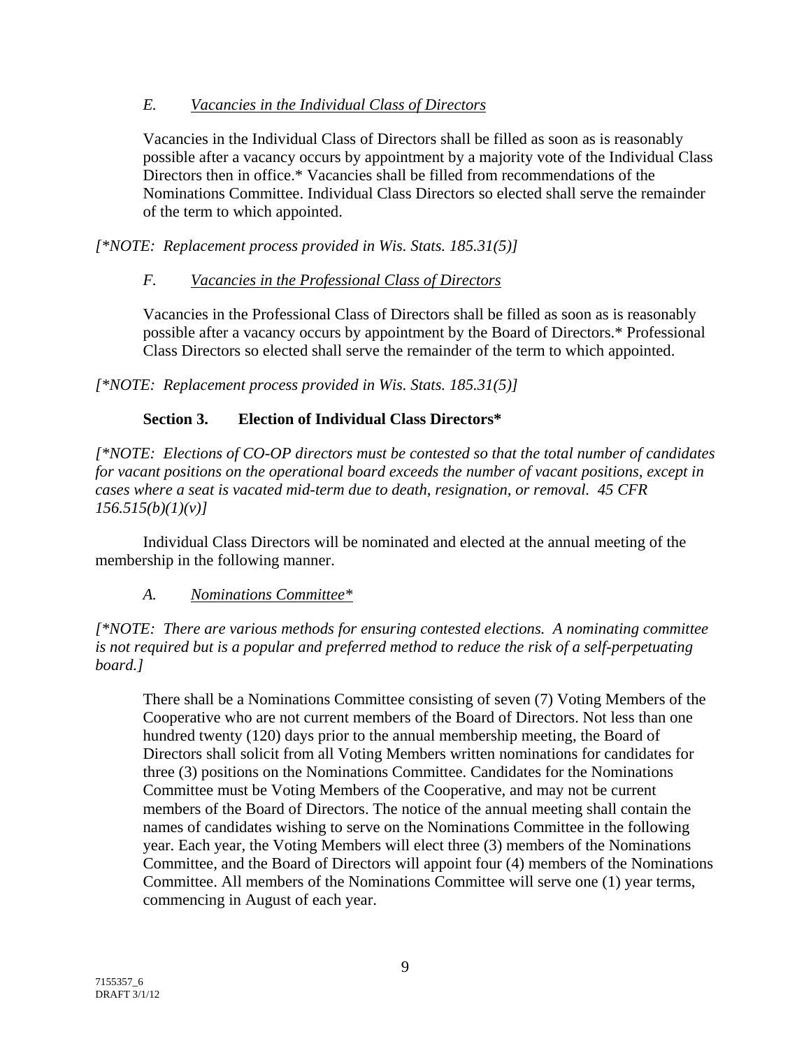*E. <u>Vacancies in the Individual Class of Directors</u>*

Vacancies in the Individual Class of Directors shall be filled as soon as is reasonably possible after a vacancy occurs by appointment by a majority vote of the Individual Class Directors then in office.* Vacancies shall be filled from recommendations of the Nominations Committee. Individual Class Directors so elected shall serve the remainder of the term to which appointed.

*[*NOTE: Replacement process provided in Wis. Stats. 185.31(5)]*

*F. <u>Vacancies in the Professional Class of Directors</u>*

Vacancies in the Professional Class of Directors shall be filled as soon as is reasonably possible after a vacancy occurs by appointment by the Board of Directors.* Professional Class Directors so elected shall serve the remainder of the term to which appointed.

*[*NOTE: Replacement process provided in Wis. Stats. 185.31(5)]*

**Section 3. Election of Individual Class Directors***

*[*NOTE: Elections of CO-OP directors must be contested so that the total number of candidates for vacant positions on the operational board exceeds the number of vacant positions, except in cases where a seat is vacated mid-term due to death, resignation, or removal. 45 CFR 156.515(b)(1)(v)]*

Individual Class Directors will be nominated and elected at the annual meeting of the membership in the following manner.

*A. <u>Nominations Committee*</u>*

*[*NOTE: There are various methods for ensuring contested elections. A nominating committee is not required but is a popular and preferred method to reduce the risk of a self-perpetuating board.]*

There shall be a Nominations Committee consisting of seven (7) Voting Members of the Cooperative who are not current members of the Board of Directors. Not less than one hundred twenty (120) days prior to the annual membership meeting, the Board of Directors shall solicit from all Voting Members written nominations for candidates for three (3) positions on the Nominations Committee. Candidates for the Nominations Committee must be Voting Members of the Cooperative, and may not be current members of the Board of Directors. The notice of the annual meeting shall contain the names of candidates wishing to serve on the Nominations Committee in the following year. Each year, the Voting Members will elect three (3) members of the Nominations Committee, and the Board of Directors will appoint four (4) members of the Nominations Committee. All members of the Nominations Committee will serve one (1) year terms, commencing in August of each year.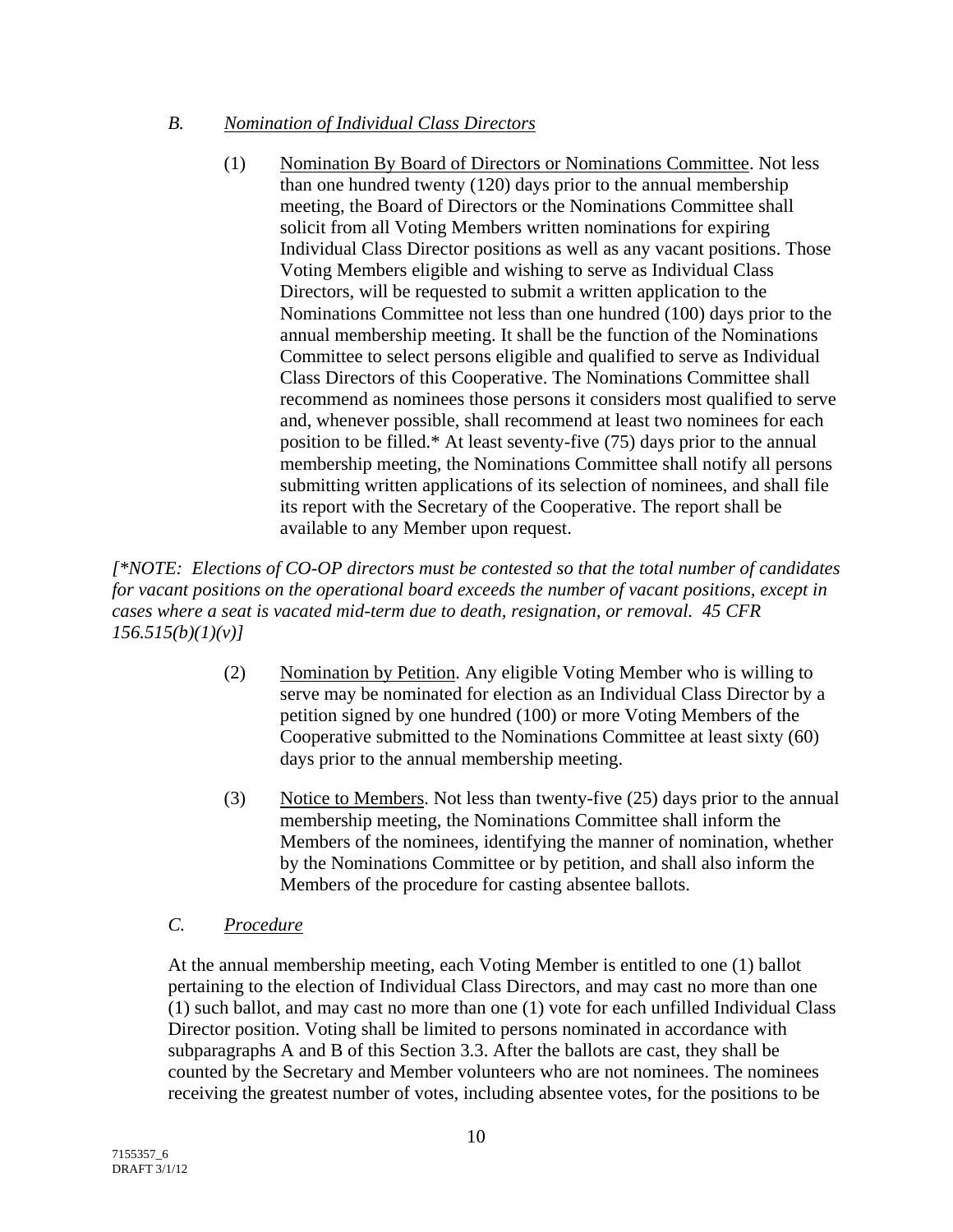*B. <u>Nomination of Individual Class Directors</u>*

(1) <u>Nomination By Board of Directors or Nominations Committee</u>. Not less than one hundred twenty (120) days prior to the annual membership meeting, the Board of Directors or the Nominations Committee shall solicit from all Voting Members written nominations for expiring Individual Class Director positions as well as any vacant positions. Those Voting Members eligible and wishing to serve as Individual Class Directors, will be requested to submit a written application to the Nominations Committee not less than one hundred (100) days prior to the annual membership meeting. It shall be the function of the Nominations Committee to select persons eligible and qualified to serve as Individual Class Directors of this Cooperative. The Nominations Committee shall recommend as nominees those persons it considers most qualified to serve and, whenever possible, shall recommend at least two nominees for each position to be filled.* At least seventy-five (75) days prior to the annual membership meeting, the Nominations Committee shall notify all persons submitting written applications of its selection of nominees, and shall file its report with the Secretary of the Cooperative. The report shall be available to any Member upon request.

*[*NOTE: Elections of CO-OP directors must be contested so that the total number of candidates for vacant positions on the operational board exceeds the number of vacant positions, except in cases where a seat is vacated mid-term due to death, resignation, or removal. 45 CFR 156.515(b)(1)(v)]*

(2) <u>Nomination by Petition</u>. Any eligible Voting Member who is willing to serve may be nominated for election as an Individual Class Director by a petition signed by one hundred (100) or more Voting Members of the Cooperative submitted to the Nominations Committee at least sixty (60) days prior to the annual membership meeting.

(3) <u>Notice to Members</u>. Not less than twenty-five (25) days prior to the annual membership meeting, the Nominations Committee shall inform the Members of the nominees, identifying the manner of nomination, whether by the Nominations Committee or by petition, and shall also inform the Members of the procedure for casting absentee ballots.

*C. <u>Procedure</u>*

At the annual membership meeting, each Voting Member is entitled to one (1) ballot pertaining to the election of Individual Class Directors, and may cast no more than one (1) such ballot, and may cast no more than one (1) vote for each unfilled Individual Class Director position. Voting shall be limited to persons nominated in accordance with subparagraphs A and B of this Section 3.3. After the ballots are cast, they shall be counted by the Secretary and Member volunteers who are not nominees. The nominees receiving the greatest number of votes, including absentee votes, for the positions to be

7155357_6
DRAFT 3/1/12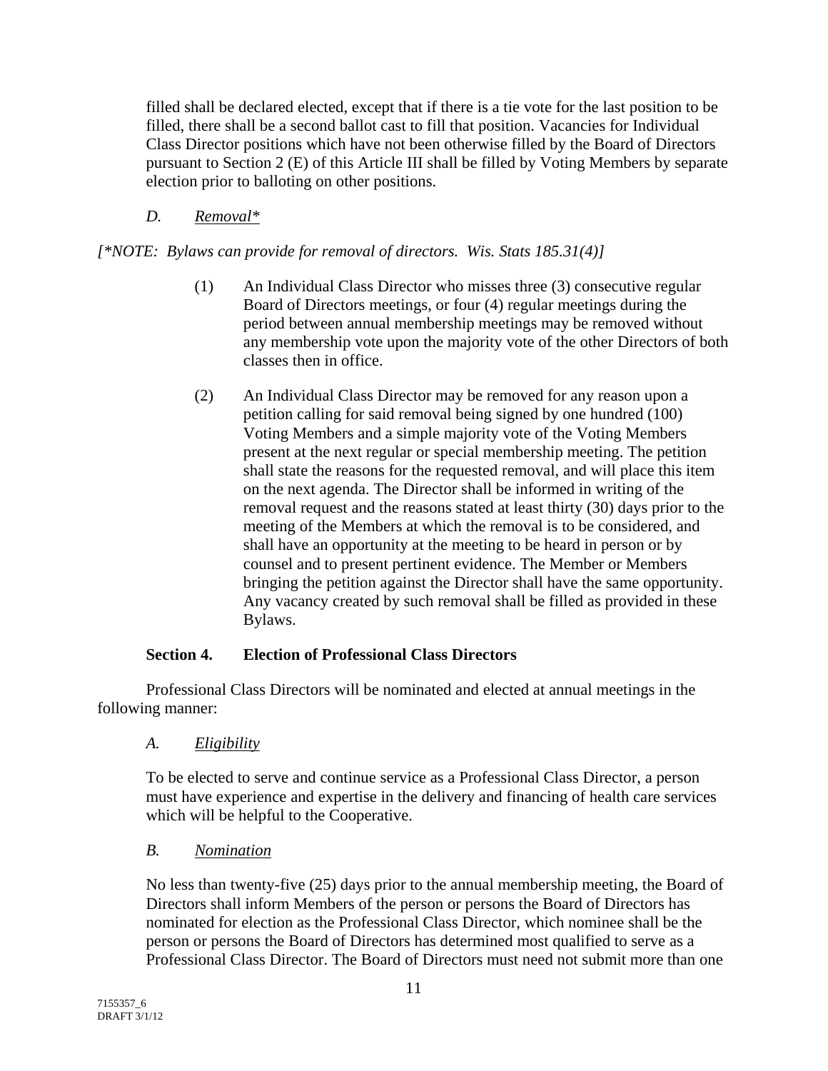filled shall be declared elected, except that if there is a tie vote for the last position to be filled, there shall be a second ballot cast to fill that position. Vacancies for Individual Class Director positions which have not been otherwise filled by the Board of Directors pursuant to Section 2 (E) of this Article III shall be filled by Voting Members by separate election prior to balloting on other positions.

*D. Removal\**

*[\*NOTE: Bylaws can provide for removal of directors. Wis. Stats 185.31(4)]*

(1) An Individual Class Director who misses three (3) consecutive regular Board of Directors meetings, or four (4) regular meetings during the period between annual membership meetings may be removed without any membership vote upon the majority vote of the other Directors of both classes then in office.

(2) An Individual Class Director may be removed for any reason upon a petition calling for said removal being signed by one hundred (100) Voting Members and a simple majority vote of the Voting Members present at the next regular or special membership meeting. The petition shall state the reasons for the requested removal, and will place this item on the next agenda. The Director shall be informed in writing of the removal request and the reasons stated at least thirty (30) days prior to the meeting of the Members at which the removal is to be considered, and shall have an opportunity at the meeting to be heard in person or by counsel and to present pertinent evidence. The Member or Members bringing the petition against the Director shall have the same opportunity. Any vacancy created by such removal shall be filled as provided in these Bylaws.

**Section 4. Election of Professional Class Directors**

Professional Class Directors will be nominated and elected at annual meetings in the following manner:

*A. Eligibility*

To be elected to serve and continue service as a Professional Class Director, a person must have experience and expertise in the delivery and financing of health care services which will be helpful to the Cooperative.

*B. Nomination*

No less than twenty-five (25) days prior to the annual membership meeting, the Board of Directors shall inform Members of the person or persons the Board of Directors has nominated for election as the Professional Class Director, which nominee shall be the person or persons the Board of Directors has determined most qualified to serve as a Professional Class Director. The Board of Directors must need not submit more than one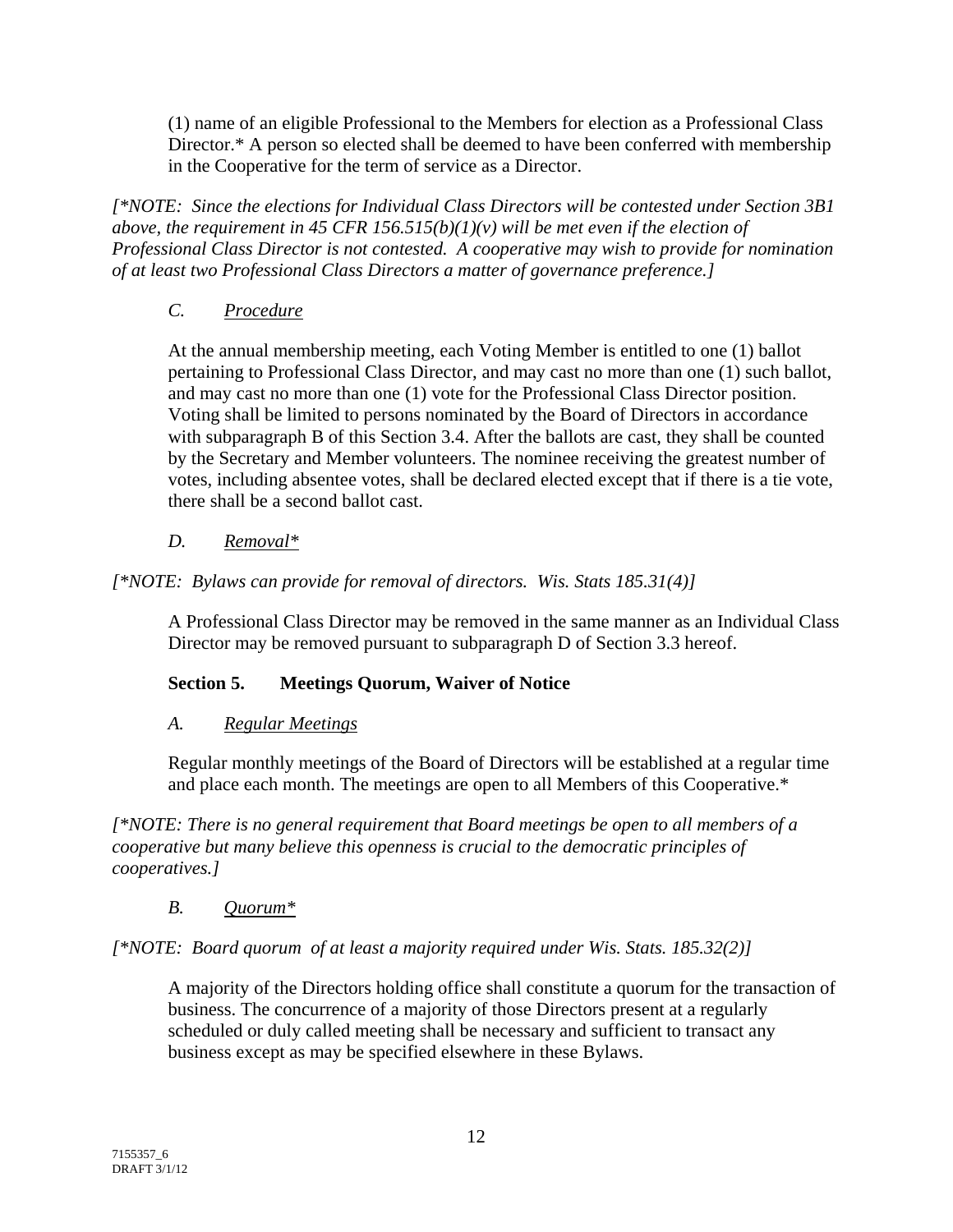(1) name of an eligible Professional to the Members for election as a Professional Class Director.* A person so elected shall be deemed to have been conferred with membership in the Cooperative for the term of service as a Director.

*[*NOTE: Since the elections for Individual Class Directors will be contested under Section 3B1 above, the requirement in 45 CFR 156.515(b)(1)(v) will be met even if the election of Professional Class Director is not contested. A cooperative may wish to provide for nomination of at least two Professional Class Directors a matter of governance preference.]*

### *C. Procedure*

At the annual membership meeting, each Voting Member is entitled to one (1) ballot pertaining to Professional Class Director, and may cast no more than one (1) such ballot, and may cast no more than one (1) vote for the Professional Class Director position. Voting shall be limited to persons nominated by the Board of Directors in accordance with subparagraph B of this Section 3.4. After the ballots are cast, they shall be counted by the Secretary and Member volunteers. The nominee receiving the greatest number of votes, including absentee votes, shall be declared elected except that if there is a tie vote, there shall be a second ballot cast.

### *D. Removal**

*[*NOTE: Bylaws can provide for removal of directors. Wis. Stats 185.31(4)]*

A Professional Class Director may be removed in the same manner as an Individual Class Director may be removed pursuant to subparagraph D of Section 3.3 hereof.

## **Section 5. Meetings Quorum, Waiver of Notice**

### *A. Regular Meetings*

Regular monthly meetings of the Board of Directors will be established at a regular time and place each month. The meetings are open to all Members of this Cooperative.*

*[*NOTE: There is no general requirement that Board meetings be open to all members of a cooperative but many believe this openness is crucial to the democratic principles of cooperatives.]*

### *B. Quorum**

*[*NOTE: Board quorum of at least a majority required under Wis. Stats. 185.32(2)]*

A majority of the Directors holding office shall constitute a quorum for the transaction of business. The concurrence of a majority of those Directors present at a regularly scheduled or duly called meeting shall be necessary and sufficient to transact any business except as may be specified elsewhere in these Bylaws.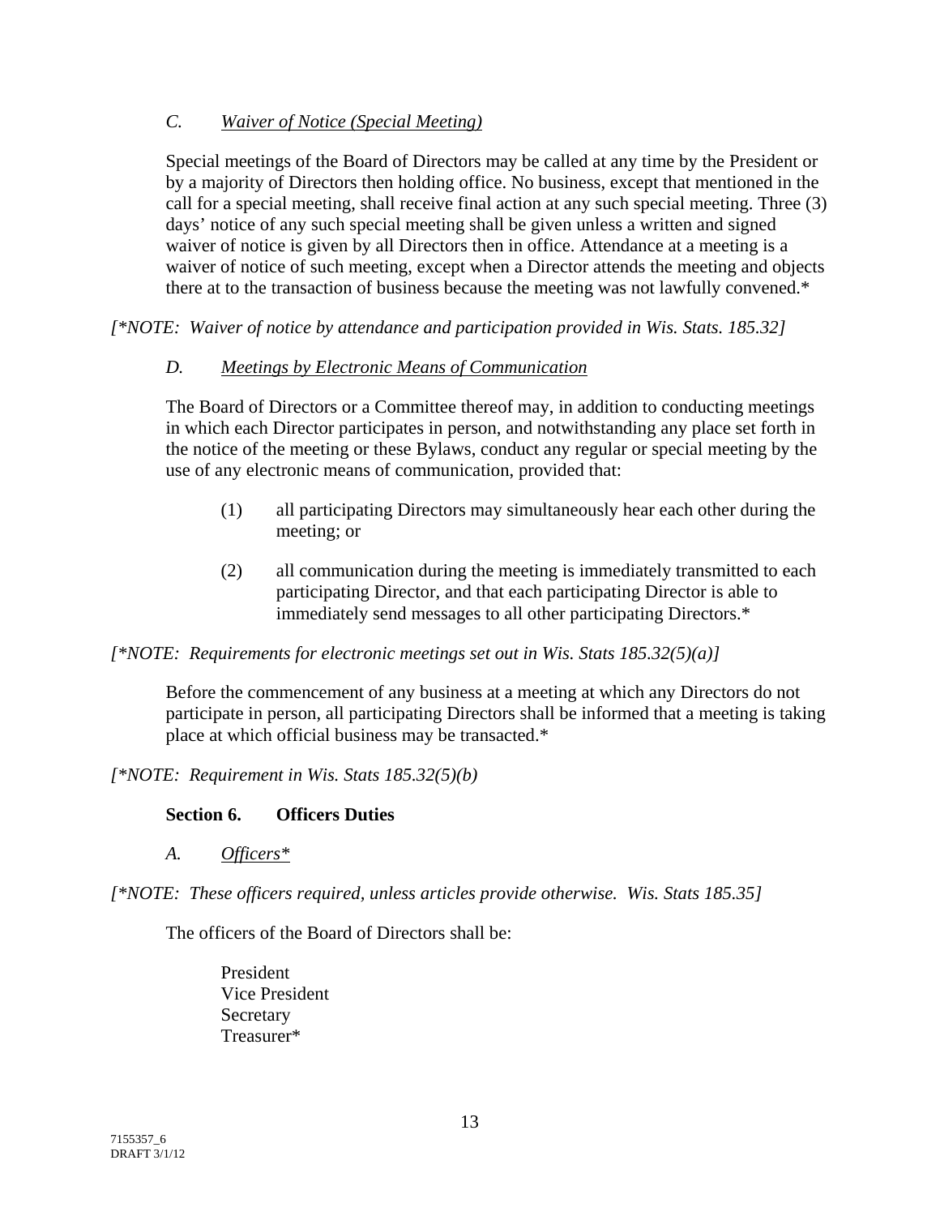*C. Waiver of Notice (Special Meeting)*

Special meetings of the Board of Directors may be called at any time by the President or by a majority of Directors then holding office. No business, except that mentioned in the call for a special meeting, shall receive final action at any such special meeting. Three (3) days' notice of any such special meeting shall be given unless a written and signed waiver of notice is given by all Directors then in office. Attendance at a meeting is a waiver of notice of such meeting, except when a Director attends the meeting and objects there at to the transaction of business because the meeting was not lawfully convened.*

*[*NOTE: Waiver of notice by attendance and participation provided in Wis. Stats. 185.32]*

*D. Meetings by Electronic Means of Communication*

The Board of Directors or a Committee thereof may, in addition to conducting meetings in which each Director participates in person, and notwithstanding any place set forth in the notice of the meeting or these Bylaws, conduct any regular or special meeting by the use of any electronic means of communication, provided that:

(1) all participating Directors may simultaneously hear each other during the meeting; or

(2) all communication during the meeting is immediately transmitted to each participating Director, and that each participating Director is able to immediately send messages to all other participating Directors.*

*[*NOTE: Requirements for electronic meetings set out in Wis. Stats 185.32(5)(a)]*

Before the commencement of any business at a meeting at which any Directors do not participate in person, all participating Directors shall be informed that a meeting is taking place at which official business may be transacted.*

*[*NOTE: Requirement in Wis. Stats 185.32(5)(b)*

**Section 6. Officers Duties**

*A. Officers**

*[*NOTE: These officers required, unless articles provide otherwise. Wis. Stats 185.35]*

The officers of the Board of Directors shall be:

President
Vice President
Secretary
Treasurer*

7155357_6
DRAFT 3/1/12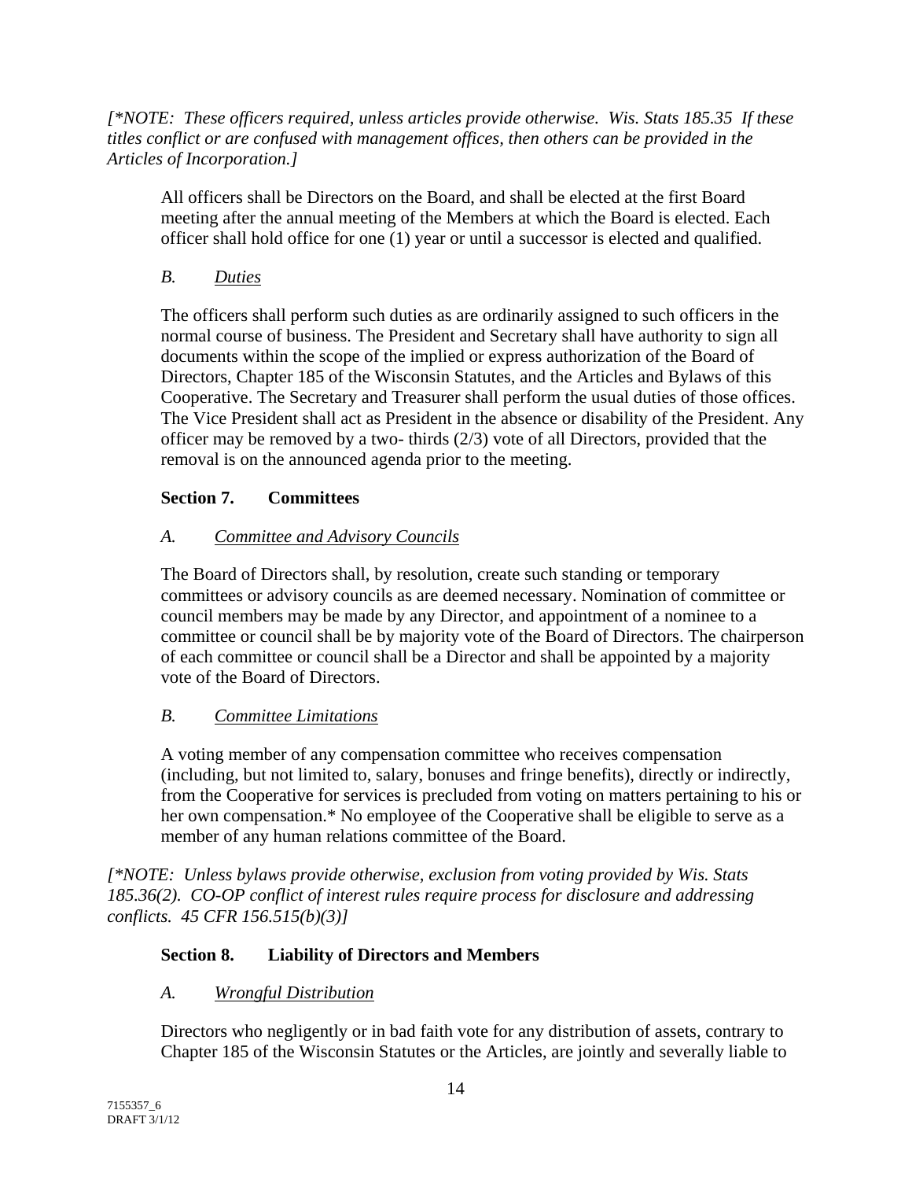*[\*NOTE: These officers required, unless articles provide otherwise. Wis. Stats 185.35 If these titles conflict or are confused with management offices, then others can be provided in the Articles of Incorporation.]*

All officers shall be Directors on the Board, and shall be elected at the first Board meeting after the annual meeting of the Members at which the Board is elected. Each officer shall hold office for one (1) year or until a successor is elected and qualified.

*B. Duties*

The officers shall perform such duties as are ordinarily assigned to such officers in the normal course of business. The President and Secretary shall have authority to sign all documents within the scope of the implied or express authorization of the Board of Directors, Chapter 185 of the Wisconsin Statutes, and the Articles and Bylaws of this Cooperative. The Secretary and Treasurer shall perform the usual duties of those offices. The Vice President shall act as President in the absence or disability of the President. Any officer may be removed by a two- thirds (2/3) vote of all Directors, provided that the removal is on the announced agenda prior to the meeting.

**Section 7. Committees**

*A. Committee and Advisory Councils*

The Board of Directors shall, by resolution, create such standing or temporary committees or advisory councils as are deemed necessary. Nomination of committee or council members may be made by any Director, and appointment of a nominee to a committee or council shall be by majority vote of the Board of Directors. The chairperson of each committee or council shall be a Director and shall be appointed by a majority vote of the Board of Directors.

*B. Committee Limitations*

A voting member of any compensation committee who receives compensation (including, but not limited to, salary, bonuses and fringe benefits), directly or indirectly, from the Cooperative for services is precluded from voting on matters pertaining to his or her own compensation.* No employee of the Cooperative shall be eligible to serve as a member of any human relations committee of the Board.

*[\*NOTE: Unless bylaws provide otherwise, exclusion from voting provided by Wis. Stats 185.36(2). CO-OP conflict of interest rules require process for disclosure and addressing conflicts. 45 CFR 156.515(b)(3)]*

**Section 8. Liability of Directors and Members**

*A. Wrongful Distribution*

Directors who negligently or in bad faith vote for any distribution of assets, contrary to Chapter 185 of the Wisconsin Statutes or the Articles, are jointly and severally liable to

7155357_6
DRAFT 3/1/12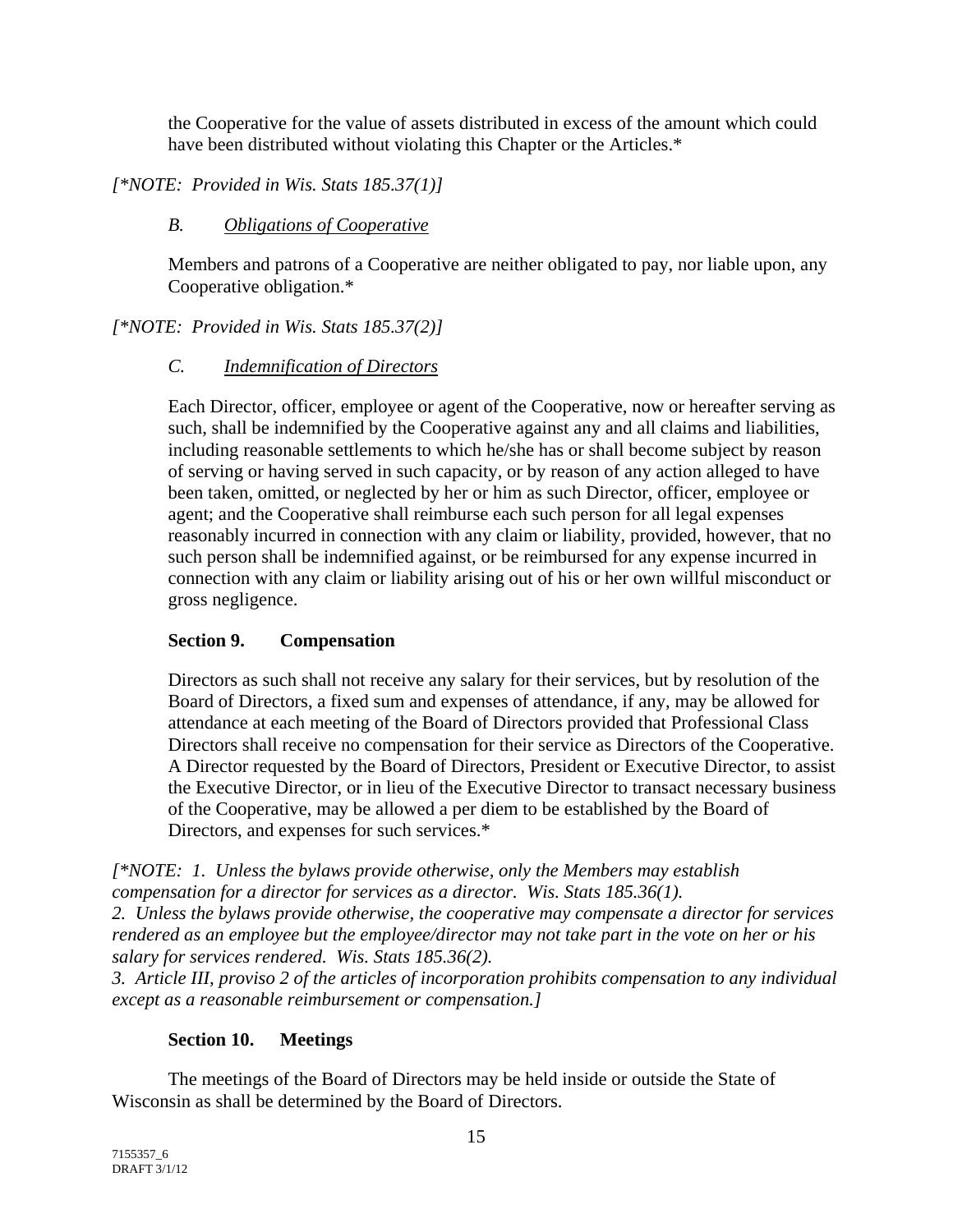the Cooperative for the value of assets distributed in excess of the amount which could have been distributed without violating this Chapter or the Articles.*

*[*NOTE: Provided in Wis. Stats 185.37(1)]*

*B.* *Obligations of Cooperative*

Members and patrons of a Cooperative are neither obligated to pay, nor liable upon, any Cooperative obligation.*

*[*NOTE: Provided in Wis. Stats 185.37(2)]*

*C.* *Indemnification of Directors*

Each Director, officer, employee or agent of the Cooperative, now or hereafter serving as such, shall be indemnified by the Cooperative against any and all claims and liabilities, including reasonable settlements to which he/she has or shall become subject by reason of serving or having served in such capacity, or by reason of any action alleged to have been taken, omitted, or neglected by her or him as such Director, officer, employee or agent; and the Cooperative shall reimburse each such person for all legal expenses reasonably incurred in connection with any claim or liability, provided, however, that no such person shall be indemnified against, or be reimbursed for any expense incurred in connection with any claim or liability arising out of his or her own willful misconduct or gross negligence.

**Section 9. Compensation**

Directors as such shall not receive any salary for their services, but by resolution of the Board of Directors, a fixed sum and expenses of attendance, if any, may be allowed for attendance at each meeting of the Board of Directors provided that Professional Class Directors shall receive no compensation for their service as Directors of the Cooperative. A Director requested by the Board of Directors, President or Executive Director, to assist the Executive Director, or in lieu of the Executive Director to transact necessary business of the Cooperative, may be allowed a per diem to be established by the Board of Directors, and expenses for such services.*

*[*NOTE: 1. Unless the bylaws provide otherwise, only the Members may establish compensation for a director for services as a director. Wis. Stats 185.36(1).*
*2. Unless the bylaws provide otherwise, the cooperative may compensate a director for services rendered as an employee but the employee/director may not take part in the vote on her or his salary for services rendered. Wis. Stats 185.36(2).*
*3. Article III, proviso 2 of the articles of incorporation prohibits compensation to any individual except as a reasonable reimbursement or compensation.]*

**Section 10. Meetings**

The meetings of the Board of Directors may be held inside or outside the State of Wisconsin as shall be determined by the Board of Directors.

7155357_6
DRAFT 3/1/12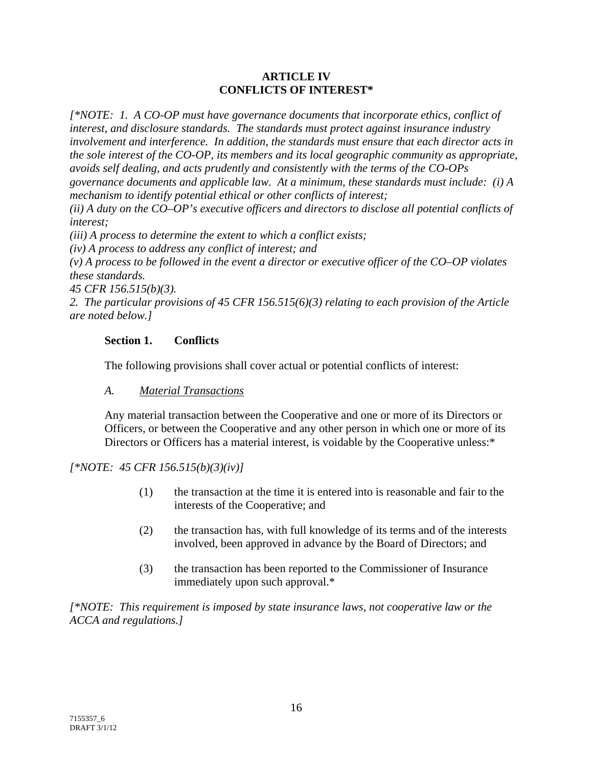# ARTICLE IV
# CONFLICTS OF INTEREST*

*[*NOTE: 1. A CO-OP must have governance documents that incorporate ethics, conflict of interest, and disclosure standards. The standards must protect against insurance industry involvement and interference. In addition, the standards must ensure that each director acts in the sole interest of the CO-OP, its members and its local geographic community as appropriate, avoids self dealing, and acts prudently and consistently with the terms of the CO-OPs governance documents and applicable law. At a minimum, these standards must include: (i) A mechanism to identify potential ethical or other conflicts of interest;*
*(ii) A duty on the CO–OP's executive officers and directors to disclose all potential conflicts of interest;*
*(iii) A process to determine the extent to which a conflict exists;*
*(iv) A process to address any conflict of interest; and*
*(v) A process to be followed in the event a director or executive officer of the CO–OP violates these standards.*
*45 CFR 156.515(b)(3).*
*2. The particular provisions of 45 CFR 156.515(6)(3) relating to each provision of the Article are noted below.]*

**Section 1. Conflicts**

The following provisions shall cover actual or potential conflicts of interest:

*A. Material Transactions*

Any material transaction between the Cooperative and one or more of its Directors or Officers, or between the Cooperative and any other person in which one or more of its Directors or Officers has a material interest, is voidable by the Cooperative unless:*

*[*NOTE: 45 CFR 156.515(b)(3)(iv)]*

(1) the transaction at the time it is entered into is reasonable and fair to the interests of the Cooperative; and

(2) the transaction has, with full knowledge of its terms and of the interests involved, been approved in advance by the Board of Directors; and

(3) the transaction has been reported to the Commissioner of Insurance immediately upon such approval.*

*[*NOTE: This requirement is imposed by state insurance laws, not cooperative law or the ACCA and regulations.]*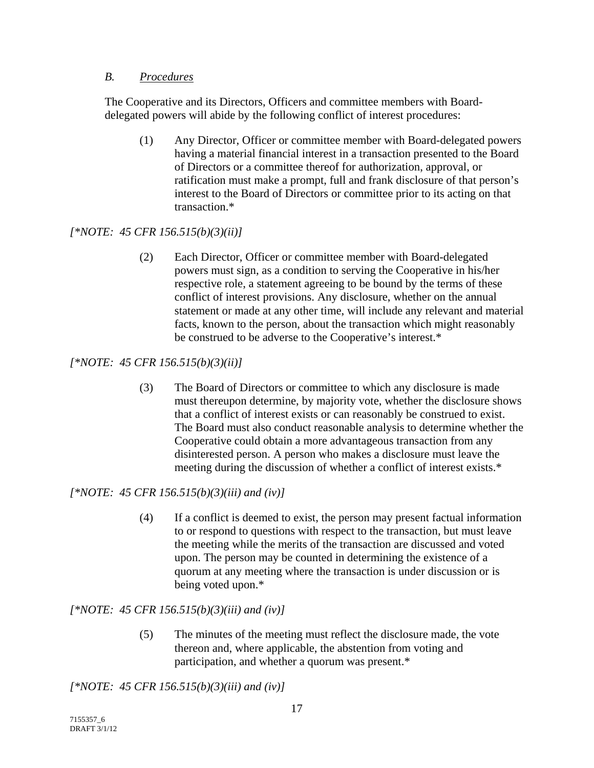*B. Procedures*

The Cooperative and its Directors, Officers and committee members with Board-delegated powers will abide by the following conflict of interest procedures:

(1) Any Director, Officer or committee member with Board-delegated powers having a material financial interest in a transaction presented to the Board of Directors or a committee thereof for authorization, approval, or ratification must make a prompt, full and frank disclosure of that person's interest to the Board of Directors or committee prior to its acting on that transaction.*

*[*NOTE: 45 CFR 156.515(b)(3)(ii)]*

(2) Each Director, Officer or committee member with Board-delegated powers must sign, as a condition to serving the Cooperative in his/her respective role, a statement agreeing to be bound by the terms of these conflict of interest provisions. Any disclosure, whether on the annual statement or made at any other time, will include any relevant and material facts, known to the person, about the transaction which might reasonably be construed to be adverse to the Cooperative's interest.*

*[*NOTE: 45 CFR 156.515(b)(3)(ii)]*

(3) The Board of Directors or committee to which any disclosure is made must thereupon determine, by majority vote, whether the disclosure shows that a conflict of interest exists or can reasonably be construed to exist. The Board must also conduct reasonable analysis to determine whether the Cooperative could obtain a more advantageous transaction from any disinterested person. A person who makes a disclosure must leave the meeting during the discussion of whether a conflict of interest exists.*

*[*NOTE: 45 CFR 156.515(b)(3)(iii) and (iv)]*

(4) If a conflict is deemed to exist, the person may present factual information to or respond to questions with respect to the transaction, but must leave the meeting while the merits of the transaction are discussed and voted upon. The person may be counted in determining the existence of a quorum at any meeting where the transaction is under discussion or is being voted upon.*

*[*NOTE: 45 CFR 156.515(b)(3)(iii) and (iv)]*

(5) The minutes of the meeting must reflect the disclosure made, the vote thereon and, where applicable, the abstention from voting and participation, and whether a quorum was present.*

*[*NOTE: 45 CFR 156.515(b)(3)(iii) and (iv)]*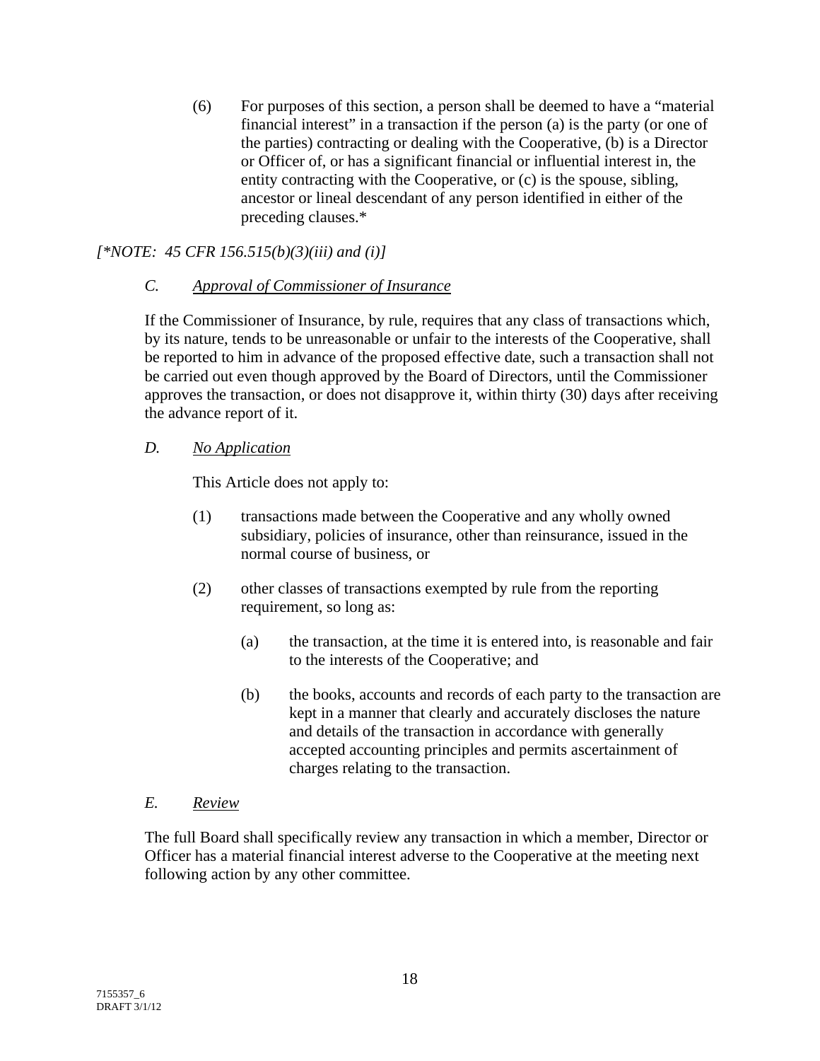(6) For purposes of this section, a person shall be deemed to have a "material financial interest" in a transaction if the person (a) is the party (or one of the parties) contracting or dealing with the Cooperative, (b) is a Director or Officer of, or has a significant financial or influential interest in, the entity contracting with the Cooperative, or (c) is the spouse, sibling, ancestor or lineal descendant of any person identified in either of the preceding clauses.*

*[*NOTE: 45 CFR 156.515(b)(3)(iii) and (i)]*

*C.* *Approval of Commissioner of Insurance*

If the Commissioner of Insurance, by rule, requires that any class of transactions which, by its nature, tends to be unreasonable or unfair to the interests of the Cooperative, shall be reported to him in advance of the proposed effective date, such a transaction shall not be carried out even though approved by the Board of Directors, until the Commissioner approves the transaction, or does not disapprove it, within thirty (30) days after receiving the advance report of it.

*D.* *No Application*

This Article does not apply to:

(1) transactions made between the Cooperative and any wholly owned subsidiary, policies of insurance, other than reinsurance, issued in the normal course of business, or

(2) other classes of transactions exempted by rule from the reporting requirement, so long as:

(a) the transaction, at the time it is entered into, is reasonable and fair to the interests of the Cooperative; and

(b) the books, accounts and records of each party to the transaction are kept in a manner that clearly and accurately discloses the nature and details of the transaction in accordance with generally accepted accounting principles and permits ascertainment of charges relating to the transaction.

*E.* *Review*

The full Board shall specifically review any transaction in which a member, Director or Officer has a material financial interest adverse to the Cooperative at the meeting next following action by any other committee.

7155357_6
DRAFT 3/1/12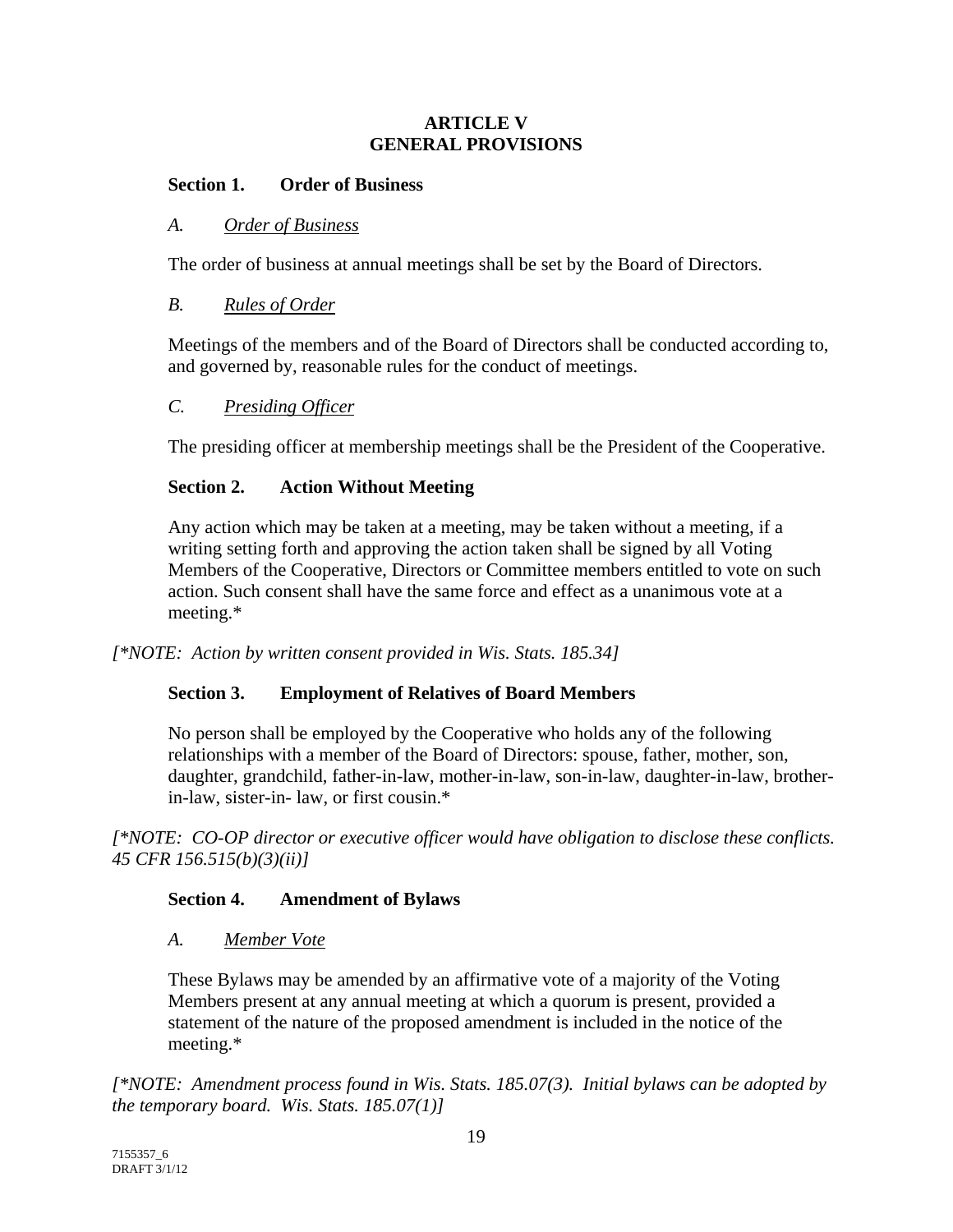# ARTICLE V
# GENERAL PROVISIONS

## Section 1. Order of Business

### A. *Order of Business*

The order of business at annual meetings shall be set by the Board of Directors.

### B. *Rules of Order*

Meetings of the members and of the Board of Directors shall be conducted according to, and governed by, reasonable rules for the conduct of meetings.

### C. *Presiding Officer*

The presiding officer at membership meetings shall be the President of the Cooperative.

## Section 2. Action Without Meeting

Any action which may be taken at a meeting, may be taken without a meeting, if a writing setting forth and approving the action taken shall be signed by all Voting Members of the Cooperative, Directors or Committee members entitled to vote on such action. Such consent shall have the same force and effect as a unanimous vote at a meeting.*

*[*NOTE: Action by written consent provided in Wis. Stats. 185.34]*

## Section 3. Employment of Relatives of Board Members

No person shall be employed by the Cooperative who holds any of the following relationships with a member of the Board of Directors: spouse, father, mother, son, daughter, grandchild, father-in-law, mother-in-law, son-in-law, daughter-in-law, brother-in-law, sister-in- law, or first cousin.*

*[*NOTE: CO-OP director or executive officer would have obligation to disclose these conflicts. 45 CFR 156.515(b)(3)(ii)]*

## Section 4. Amendment of Bylaws

### A. *Member Vote*

These Bylaws may be amended by an affirmative vote of a majority of the Voting Members present at any annual meeting at which a quorum is present, provided a statement of the nature of the proposed amendment is included in the notice of the meeting.*

*[*NOTE: Amendment process found in Wis. Stats. 185.07(3). Initial bylaws can be adopted by the temporary board. Wis. Stats. 185.07(1)]*

7155357_6
DRAFT 3/1/12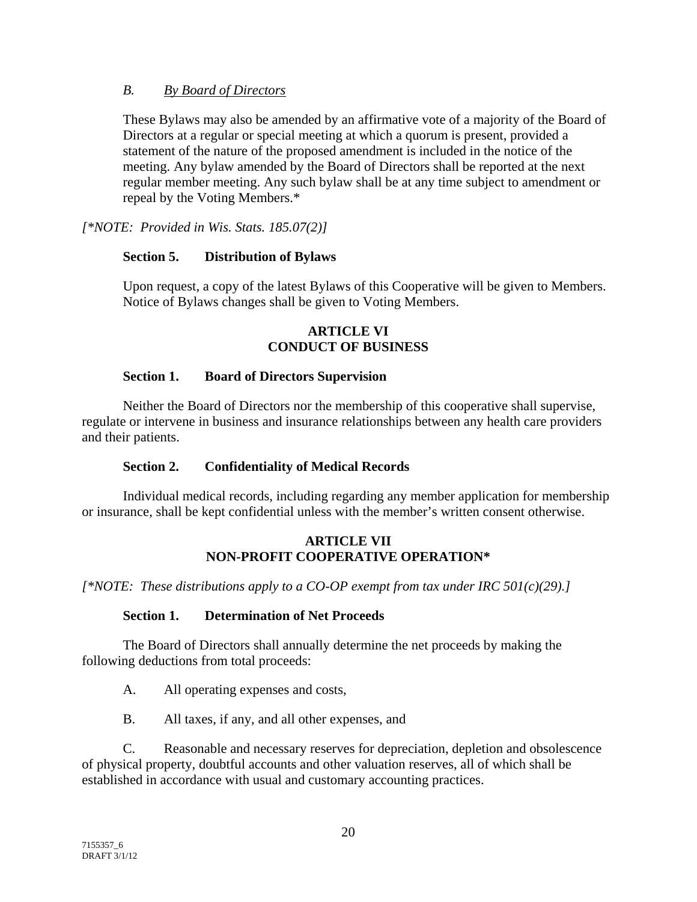*B.* *By Board of Directors*

These Bylaws may also be amended by an affirmative vote of a majority of the Board of Directors at a regular or special meeting at which a quorum is present, provided a statement of the nature of the proposed amendment is included in the notice of the meeting. Any bylaw amended by the Board of Directors shall be reported at the next regular member meeting. Any such bylaw shall be at any time subject to amendment or repeal by the Voting Members.*

*[*NOTE: Provided in Wis. Stats. 185.07(2)]*

**Section 5. Distribution of Bylaws**

Upon request, a copy of the latest Bylaws of this Cooperative will be given to Members. Notice of Bylaws changes shall be given to Voting Members.

## ARTICLE VI
## CONDUCT OF BUSINESS

**Section 1. Board of Directors Supervision**

Neither the Board of Directors nor the membership of this cooperative shall supervise, regulate or intervene in business and insurance relationships between any health care providers and their patients.

**Section 2. Confidentiality of Medical Records**

Individual medical records, including regarding any member application for membership or insurance, shall be kept confidential unless with the member's written consent otherwise.

## ARTICLE VII
## NON-PROFIT COOPERATIVE OPERATION*

*[*NOTE: These distributions apply to a CO-OP exempt from tax under IRC 501(c)(29).]*

**Section 1. Determination of Net Proceeds**

The Board of Directors shall annually determine the net proceeds by making the following deductions from total proceeds:

A. All operating expenses and costs,

B. All taxes, if any, and all other expenses, and

C. Reasonable and necessary reserves for depreciation, depletion and obsolescence of physical property, doubtful accounts and other valuation reserves, all of which shall be established in accordance with usual and customary accounting practices.

7155357_6
DRAFT 3/1/12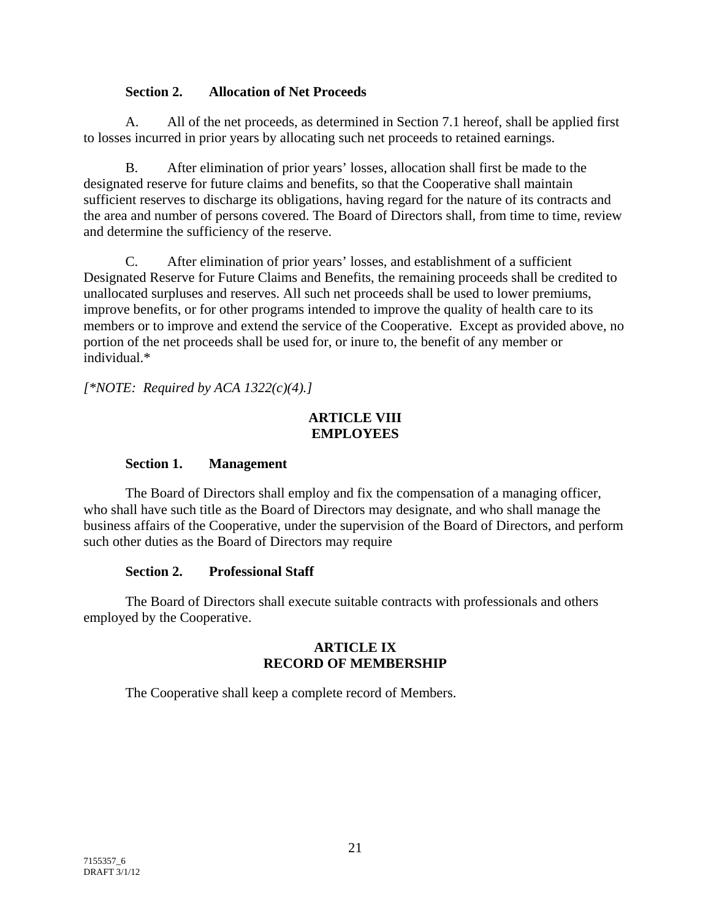**Section 2. Allocation of Net Proceeds**

A. All of the net proceeds, as determined in Section 7.1 hereof, shall be applied first to losses incurred in prior years by allocating such net proceeds to retained earnings.

B. After elimination of prior years' losses, allocation shall first be made to the designated reserve for future claims and benefits, so that the Cooperative shall maintain sufficient reserves to discharge its obligations, having regard for the nature of its contracts and the area and number of persons covered. The Board of Directors shall, from time to time, review and determine the sufficiency of the reserve.

C. After elimination of prior years' losses, and establishment of a sufficient Designated Reserve for Future Claims and Benefits, the remaining proceeds shall be credited to unallocated surpluses and reserves. All such net proceeds shall be used to lower premiums, improve benefits, or for other programs intended to improve the quality of health care to its members or to improve and extend the service of the Cooperative. Except as provided above, no portion of the net proceeds shall be used for, or inure to, the benefit of any member or individual.*

*[*NOTE: Required by ACA 1322(c)(4).]*

## ARTICLE VIII
## EMPLOYEES

**Section 1. Management**

The Board of Directors shall employ and fix the compensation of a managing officer, who shall have such title as the Board of Directors may designate, and who shall manage the business affairs of the Cooperative, under the supervision of the Board of Directors, and perform such other duties as the Board of Directors may require

**Section 2. Professional Staff**

The Board of Directors shall execute suitable contracts with professionals and others employed by the Cooperative.

## ARTICLE IX
## RECORD OF MEMBERSHIP

The Cooperative shall keep a complete record of Members.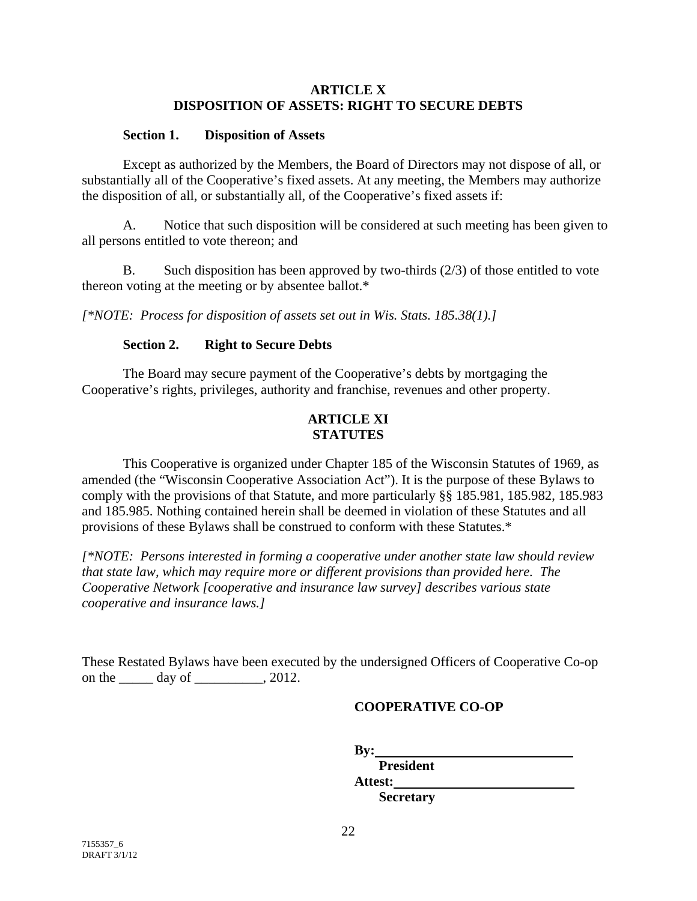## ARTICLE X
## DISPOSITION OF ASSETS: RIGHT TO SECURE DEBTS

**Section 1. Disposition of Assets**

Except as authorized by the Members, the Board of Directors may not dispose of all, or substantially all of the Cooperative's fixed assets. At any meeting, the Members may authorize the disposition of all, or substantially all, of the Cooperative's fixed assets if:

A. Notice that such disposition will be considered at such meeting has been given to all persons entitled to vote thereon; and

B. Such disposition has been approved by two-thirds (2/3) of those entitled to vote thereon voting at the meeting or by absentee ballot.*

*[*NOTE: Process for disposition of assets set out in Wis. Stats. 185.38(1).]*

**Section 2. Right to Secure Debts**

The Board may secure payment of the Cooperative's debts by mortgaging the Cooperative's rights, privileges, authority and franchise, revenues and other property.

## ARTICLE XI
## STATUTES

This Cooperative is organized under Chapter 185 of the Wisconsin Statutes of 1969, as amended (the "Wisconsin Cooperative Association Act"). It is the purpose of these Bylaws to comply with the provisions of that Statute, and more particularly §§ 185.981, 185.982, 185.983 and 185.985. Nothing contained herein shall be deemed in violation of these Statutes and all provisions of these Bylaws shall be construed to conform with these Statutes.*

*[*NOTE: Persons interested in forming a cooperative under another state law should review that state law, which may require more or different provisions than provided here. The Cooperative Network [cooperative and insurance law survey] describes various state cooperative and insurance laws.]*

These Restated Bylaws have been executed by the undersigned Officers of Cooperative Co-op on the _____ day of __________, 2012.

**COOPERATIVE CO-OP**

**By:**____________________________
**President**

**Attest:**__________________________
**Secretary**

7155357_6
DRAFT 3/1/12